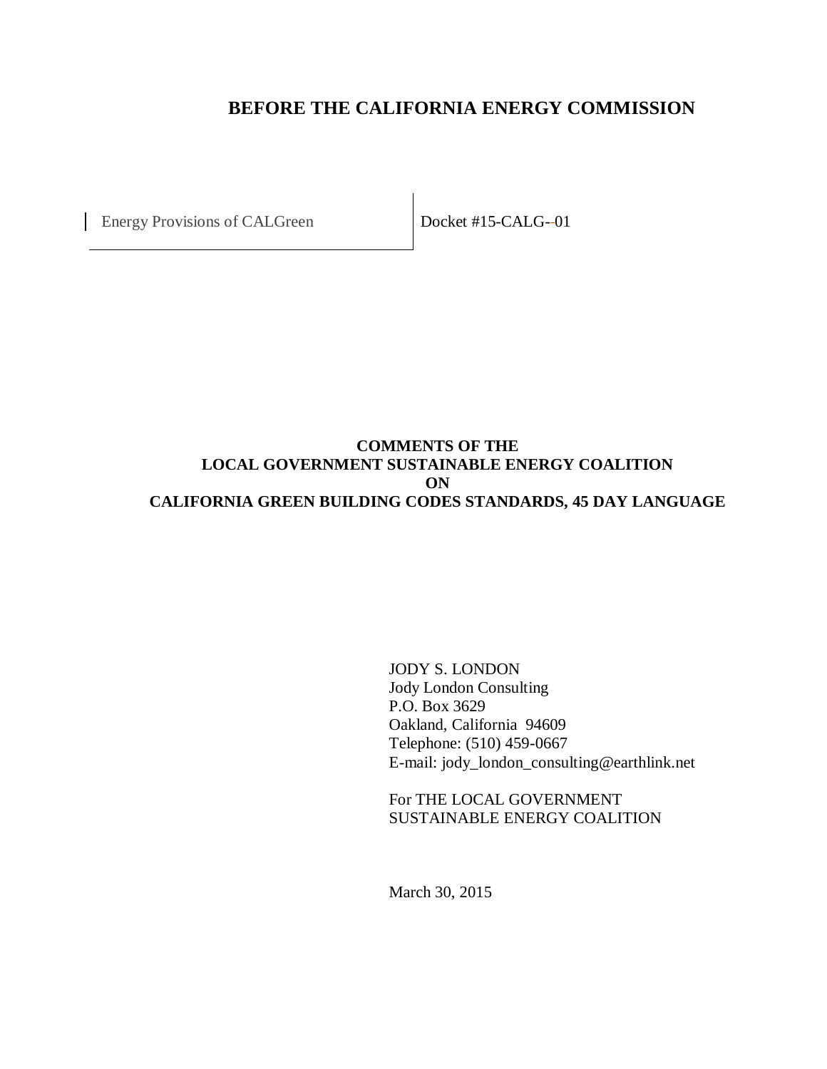# BEFORE THE CALIFORNIA ENERGY COMMISSION

| Energy Provisions of CALGreen | Docket #15-CALG-01 |
| --- | --- |

**COMMENTS OF THE**
**LOCAL GOVERNMENT SUSTAINABLE ENERGY COALITION**
**ON**
**CALIFORNIA GREEN BUILDING CODES STANDARDS, 45 DAY LANGUAGE**

JODY S. LONDON
Jody London Consulting
P.O. Box 3629
Oakland, California 94609
Telephone: (510) 459-0667
E-mail: jody_london_consulting@earthlink.net

For THE LOCAL GOVERNMENT
SUSTAINABLE ENERGY COALITION

March 30, 2015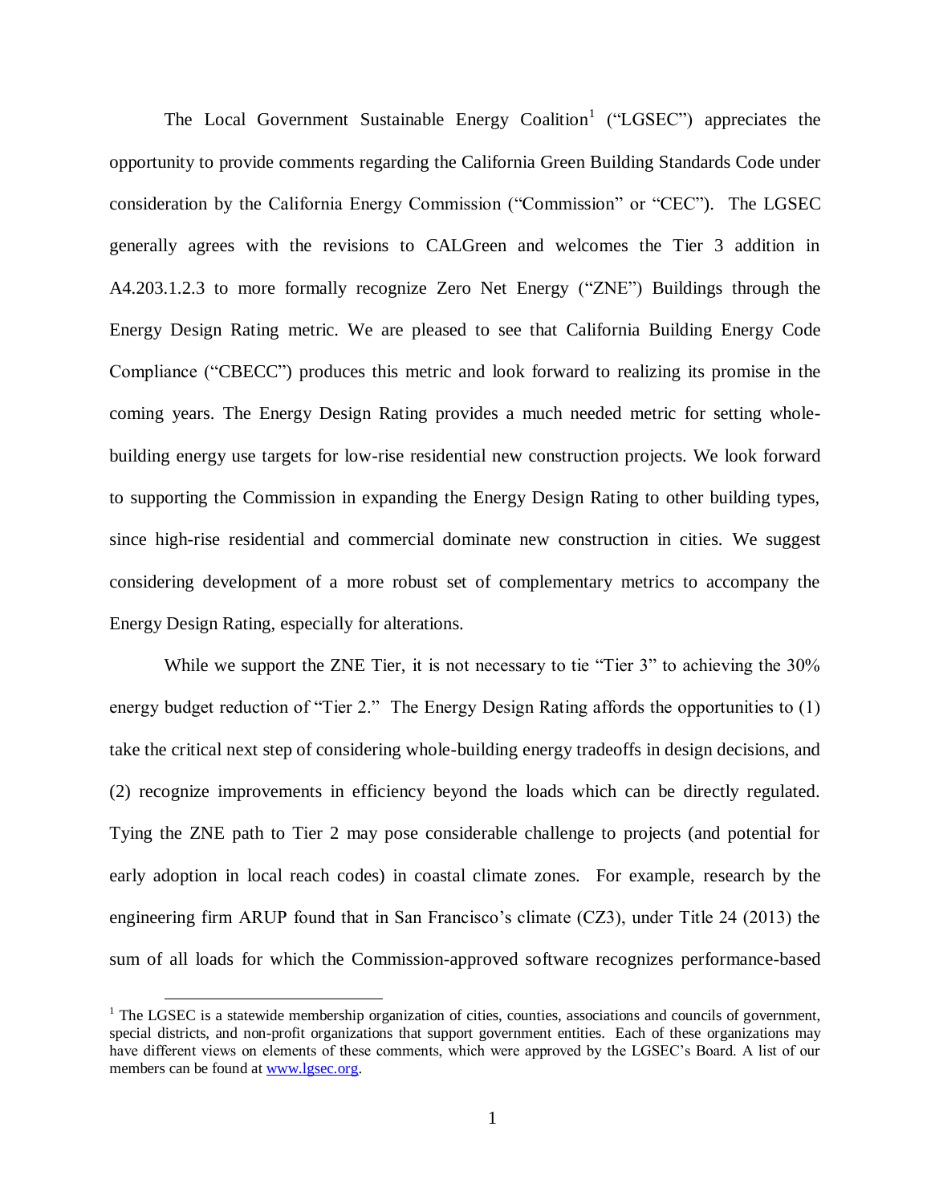The Local Government Sustainable Energy Coalition[1] ("LGSEC") appreciates the opportunity to provide comments regarding the California Green Building Standards Code under consideration by the California Energy Commission ("Commission" or "CEC"). The LGSEC generally agrees with the revisions to CALGreen and welcomes the Tier 3 addition in A4.203.1.2.3 to more formally recognize Zero Net Energy ("ZNE") Buildings through the Energy Design Rating metric. We are pleased to see that California Building Energy Code Compliance ("CBECC") produces this metric and look forward to realizing its promise in the coming years. The Energy Design Rating provides a much needed metric for setting whole-building energy use targets for low-rise residential new construction projects. We look forward to supporting the Commission in expanding the Energy Design Rating to other building types, since high-rise residential and commercial dominate new construction in cities. We suggest considering development of a more robust set of complementary metrics to accompany the Energy Design Rating, especially for alterations.

While we support the ZNE Tier, it is not necessary to tie "Tier 3" to achieving the 30% energy budget reduction of "Tier 2." The Energy Design Rating affords the opportunities to (1) take the critical next step of considering whole-building energy tradeoffs in design decisions, and (2) recognize improvements in efficiency beyond the loads which can be directly regulated. Tying the ZNE path to Tier 2 may pose considerable challenge to projects (and potential for early adoption in local reach codes) in coastal climate zones. For example, research by the engineering firm ARUP found that in San Francisco's climate (CZ3), under Title 24 (2013) the sum of all loads for which the Commission-approved software recognizes performance-based

[1] The LGSEC is a statewide membership organization of cities, counties, associations and councils of government, special districts, and non-profit organizations that support government entities. Each of these organizations may have different views on elements of these comments, which were approved by the LGSEC's Board. A list of our members can be found at www.lgsec.org.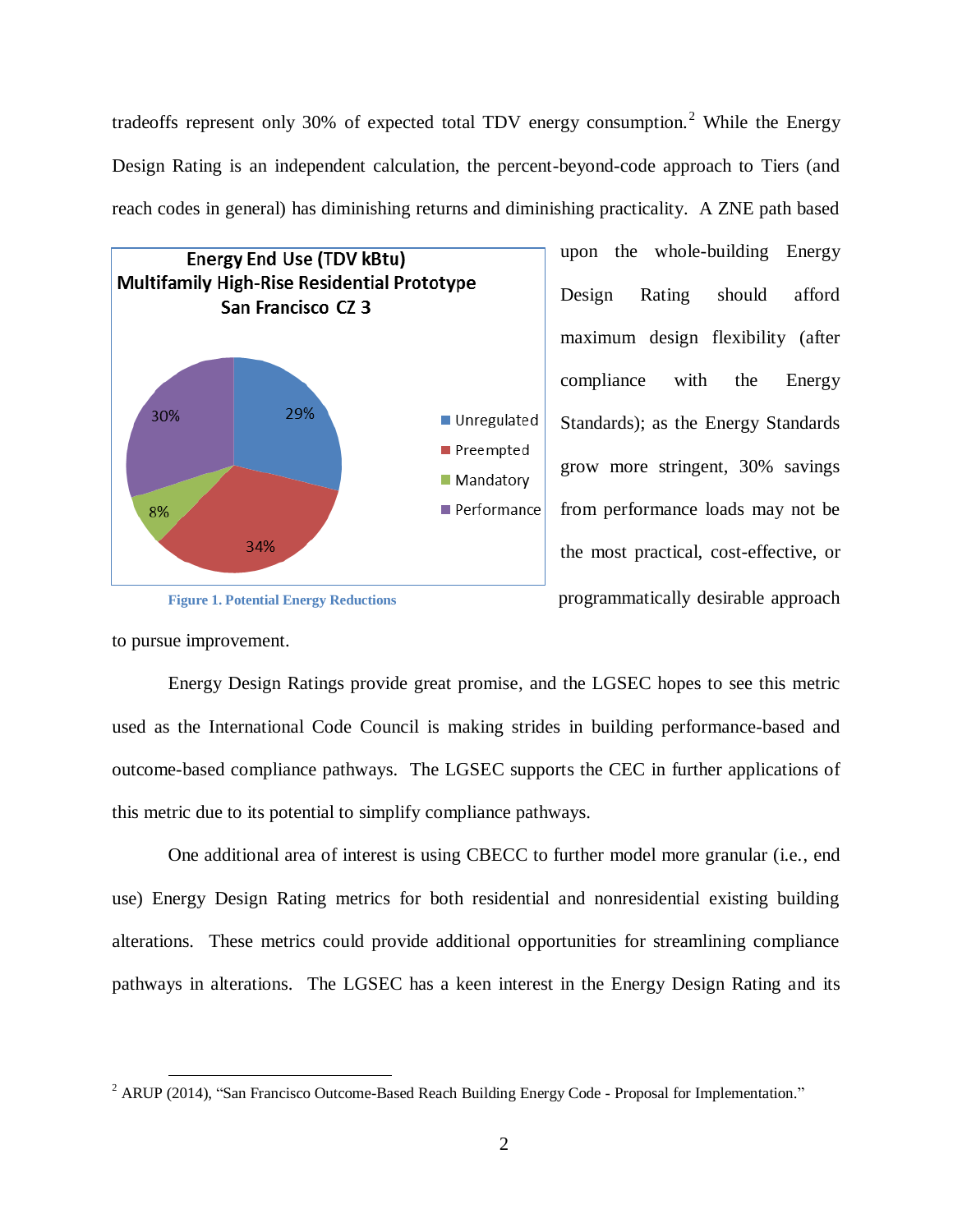tradeoffs represent only 30% of expected total TDV energy consumption.[2] While the Energy Design Rating is an independent calculation, the percent-beyond-code approach to Tiers (and reach codes in general) has diminishing returns and diminishing practicality. A ZNE path based upon the whole-building Energy Design Rating should afford maximum design flexibility (after compliance with the Energy Standards); as the Energy Standards grow more stringent, 30% savings from performance loads may not be the most practical, cost-effective, or programmatically desirable approach to pursue improvement.

Figure 1. Potential Energy Reductions

Energy Design Ratings provide great promise, and the LGSEC hopes to see this metric used as the International Code Council is making strides in building performance-based and outcome-based compliance pathways. The LGSEC supports the CEC in further applications of this metric due to its potential to simplify compliance pathways.

One additional area of interest is using CBECC to further model more granular (i.e., end use) Energy Design Rating metrics for both residential and nonresidential existing building alterations. These metrics could provide additional opportunities for streamlining compliance pathways in alterations. The LGSEC has a keen interest in the Energy Design Rating and its

[2] ARUP (2014), "San Francisco Outcome-Based Reach Building Energy Code - Proposal for Implementation."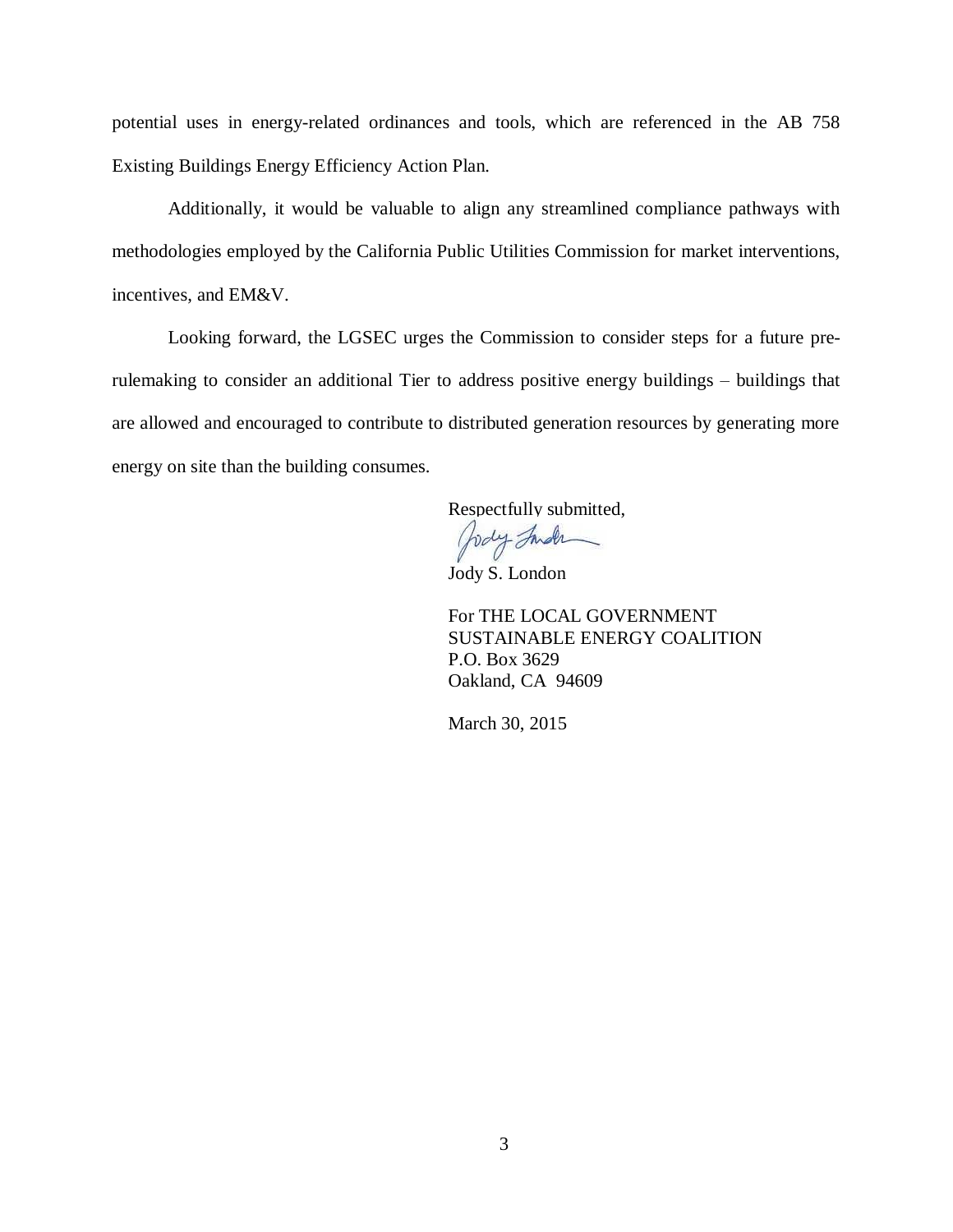potential uses in energy-related ordinances and tools, which are referenced in the AB 758 Existing Buildings Energy Efficiency Action Plan.

Additionally, it would be valuable to align any streamlined compliance pathways with methodologies employed by the California Public Utilities Commission for market interventions, incentives, and EM&V.

Looking forward, the LGSEC urges the Commission to consider steps for a future pre-rulemaking to consider an additional Tier to address positive energy buildings – buildings that are allowed and encouraged to contribute to distributed generation resources by generating more energy on site than the building consumes.

Respectfully submitted,

Jody S. London

For THE LOCAL GOVERNMENT
SUSTAINABLE ENERGY COALITION
P.O. Box 3629
Oakland, CA 94609

March 30, 2015